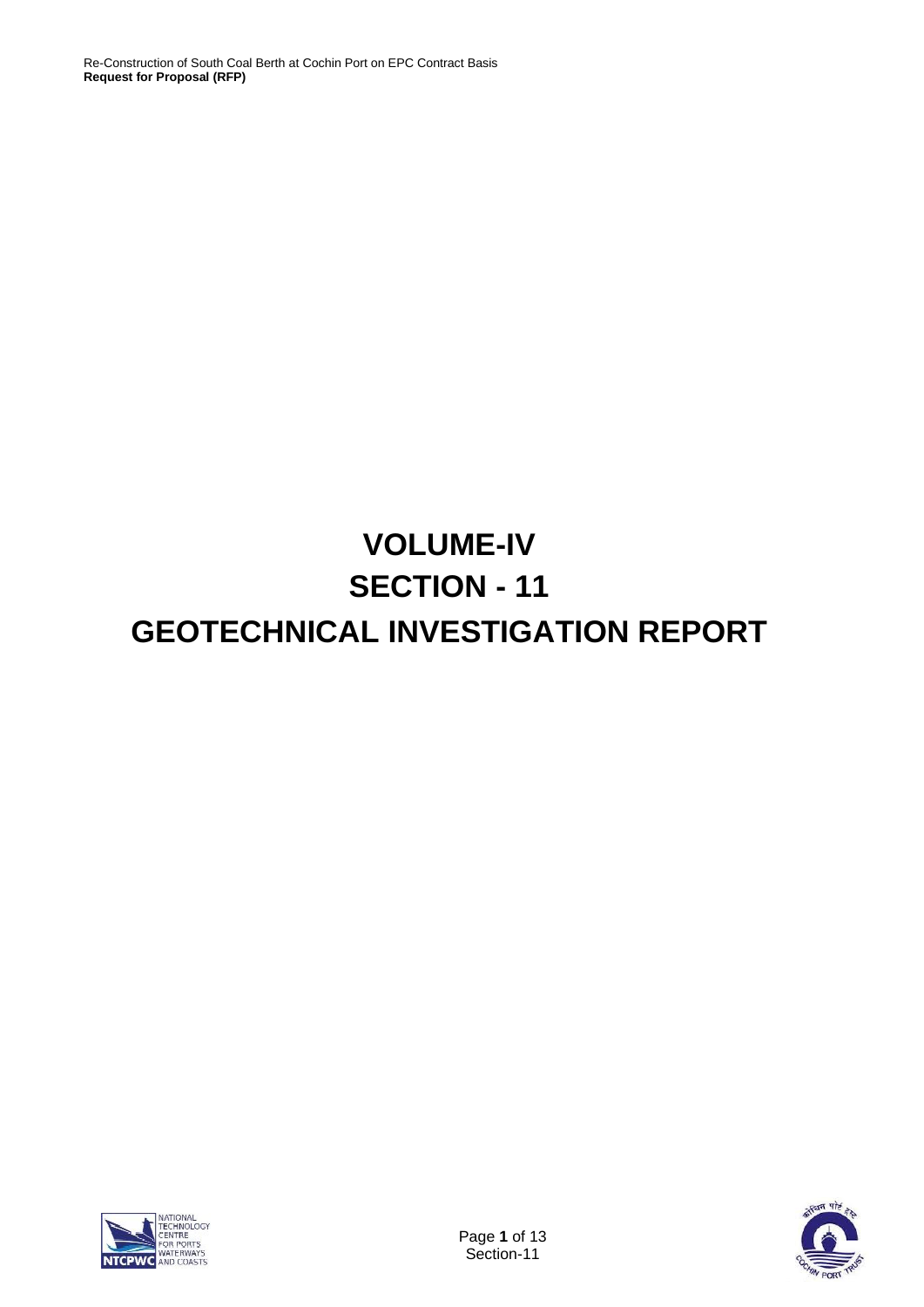# VOLUME-IV

# SECTION - 11

# GEOTECHNICAL INVESTIGATION REPORT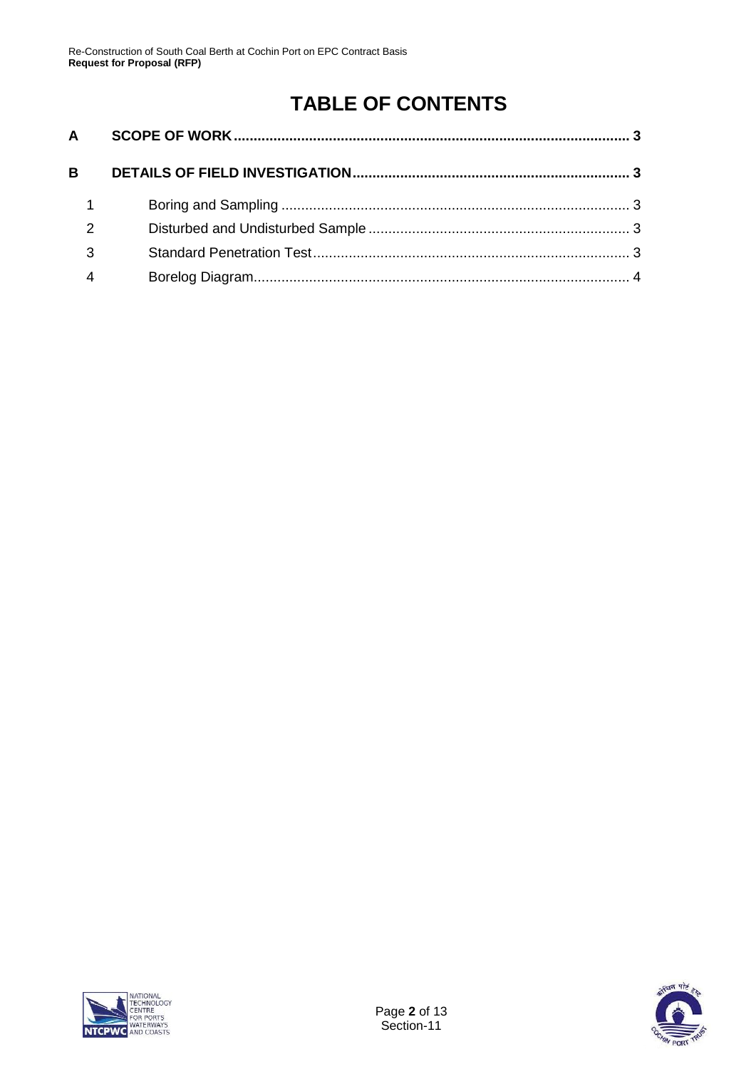# TABLE OF CONTENTS

**A SCOPE OF WORK .................................................................................................... 3**

**B DETAILS OF FIELD INVESTIGATION ...................................................................... 3**

1. Boring and Sampling ........................................................................................ 3
2. Disturbed and Undisturbed Sample .................................................................. 3
3. Standard Penetration Test ................................................................................ 3
4. Borelog Diagram ............................................................................................... 4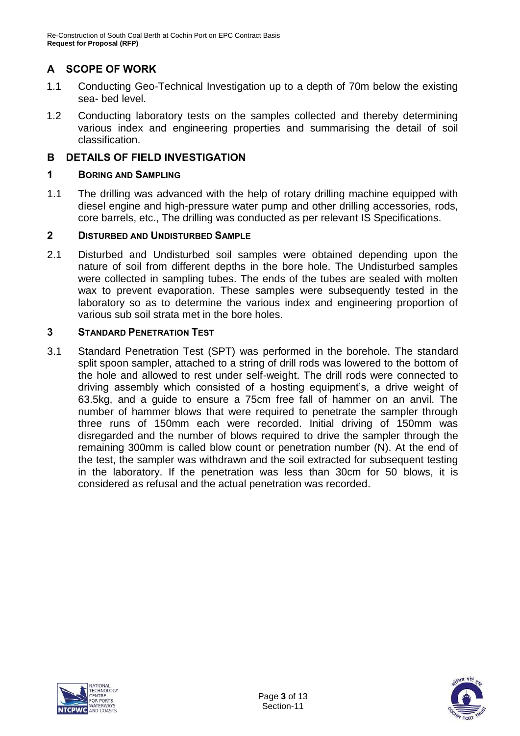## A SCOPE OF WORK

1.1 Conducting Geo-Technical Investigation up to a depth of 70m below the existing sea- bed level.

1.2 Conducting laboratory tests on the samples collected and thereby determining various index and engineering properties and summarising the detail of soil classification.

## B DETAILS OF FIELD INVESTIGATION

### 1 BORING AND SAMPLING

1.1 The drilling was advanced with the help of rotary drilling machine equipped with diesel engine and high-pressure water pump and other drilling accessories, rods, core barrels, etc., The drilling was conducted as per relevant IS Specifications.

### 2 DISTURBED AND UNDISTURBED SAMPLE

2.1 Disturbed and Undisturbed soil samples were obtained depending upon the nature of soil from different depths in the bore hole. The Undisturbed samples were collected in sampling tubes. The ends of the tubes are sealed with molten wax to prevent evaporation. These samples were subsequently tested in the laboratory so as to determine the various index and engineering proportion of various sub soil strata met in the bore holes.

### 3 STANDARD PENETRATION TEST

3.1 Standard Penetration Test (SPT) was performed in the borehole. The standard split spoon sampler, attached to a string of drill rods was lowered to the bottom of the hole and allowed to rest under self-weight. The drill rods were connected to driving assembly which consisted of a hosting equipment's, a drive weight of 63.5kg, and a guide to ensure a 75cm free fall of hammer on an anvil. The number of hammer blows that were required to penetrate the sampler through three runs of 150mm each were recorded. Initial driving of 150mm was disregarded and the number of blows required to drive the sampler through the remaining 300mm is called blow count or penetration number (N). At the end of the test, the sampler was withdrawn and the soil extracted for subsequent testing in the laboratory. If the penetration was less than 30cm for 50 blows, it is considered as refusal and the actual penetration was recorded.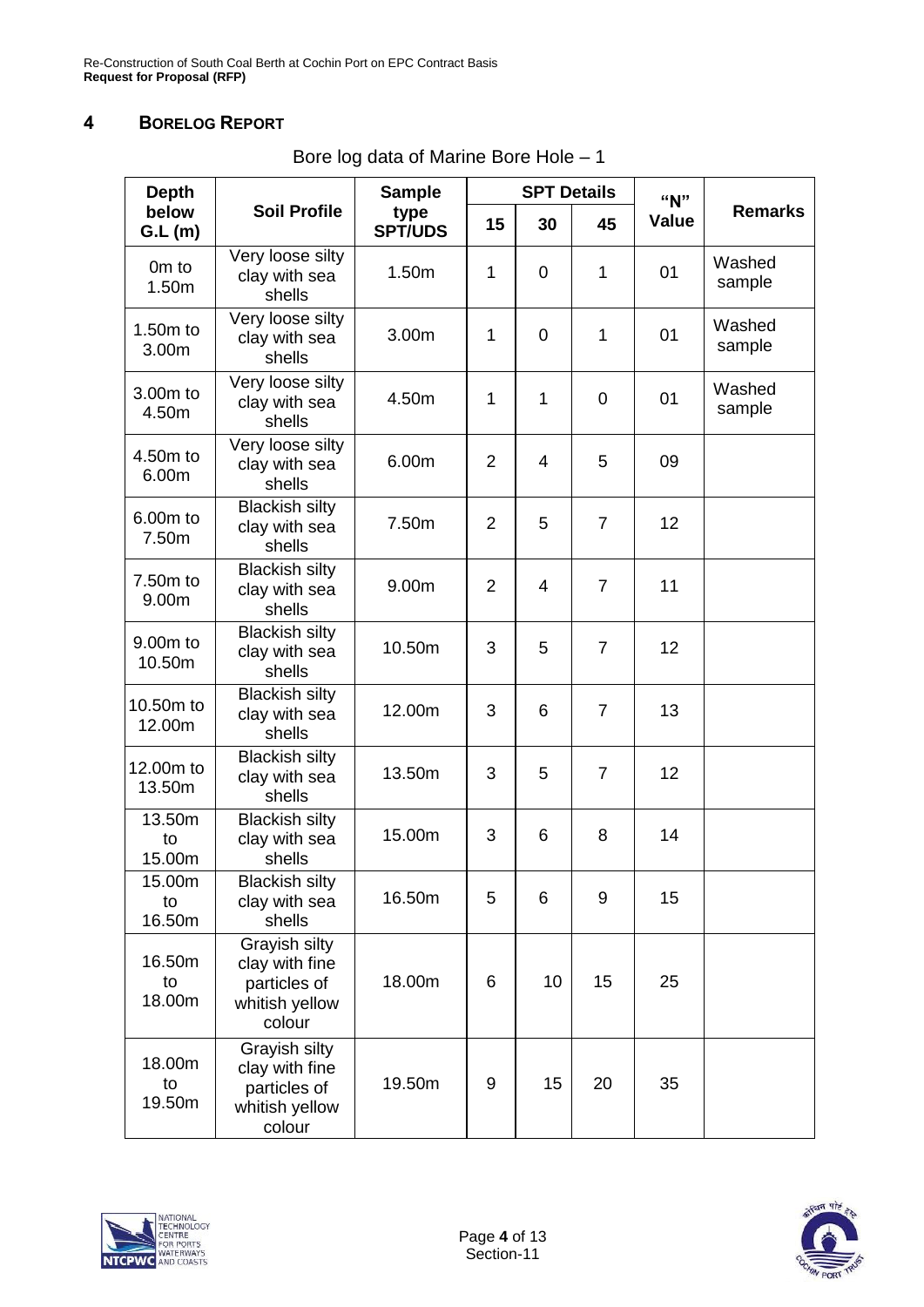# 4 BORELOG REPORT

Bore log data of Marine Bore Hole – 1

| Depth below G.L (m) | Soil Profile | Sample type SPT/UDS | SPT Details | | | "N" Value | Remarks |
|---|---|---|---|---|---|---|---|
| | | | 15 | 30 | 45 | | |
| 0m to 1.50m | Very loose silty clay with sea shells | 1.50m | 1 | 0 | 1 | 01 | Washed sample |
| 1.50m to 3.00m | Very loose silty clay with sea shells | 3.00m | 1 | 0 | 1 | 01 | Washed sample |
| 3.00m to 4.50m | Very loose silty clay with sea shells | 4.50m | 1 | 1 | 0 | 01 | Washed sample |
| 4.50m to 6.00m | Very loose silty clay with sea shells | 6.00m | 2 | 4 | 5 | 09 | |
| 6.00m to 7.50m | Blackish silty clay with sea shells | 7.50m | 2 | 5 | 7 | 12 | |
| 7.50m to 9.00m | Blackish silty clay with sea shells | 9.00m | 2 | 4 | 7 | 11 | |
| 9.00m to 10.50m | Blackish silty clay with sea shells | 10.50m | 3 | 5 | 7 | 12 | |
| 10.50m to 12.00m | Blackish silty clay with sea shells | 12.00m | 3 | 6 | 7 | 13 | |
| 12.00m to 13.50m | Blackish silty clay with sea shells | 13.50m | 3 | 5 | 7 | 12 | |
| 13.50m to 15.00m | Blackish silty clay with sea shells | 15.00m | 3 | 6 | 8 | 14 | |
| 15.00m to 16.50m | Blackish silty clay with sea shells | 16.50m | 5 | 6 | 9 | 15 | |
| 16.50m to 18.00m | Grayish silty clay with fine particles of whitish yellow colour | 18.00m | 6 | 10 | 15 | 25 | |
| 18.00m to 19.50m | Grayish silty clay with fine particles of whitish yellow colour | 19.50m | 9 | 15 | 20 | 35 | |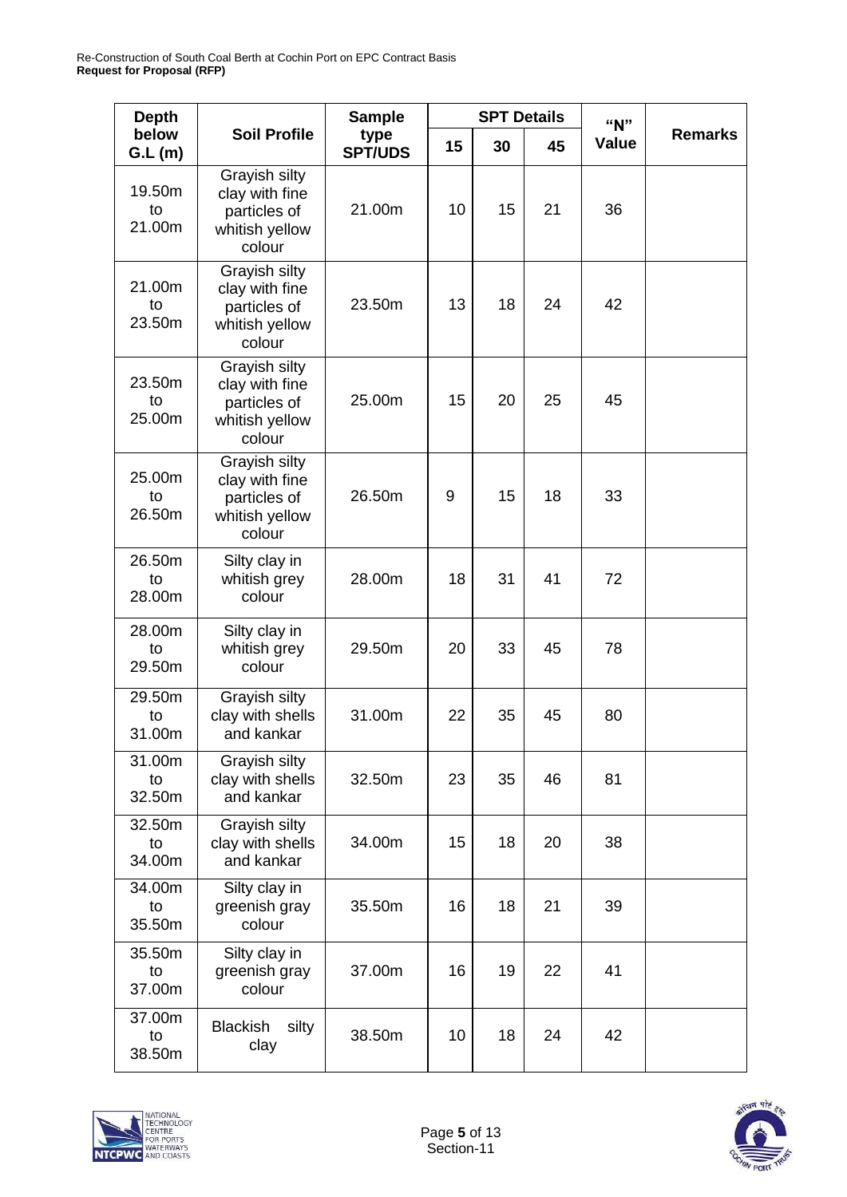| Depth below G.L (m) | Soil Profile | Sample type SPT/UDS | SPT Details | | | "N" Value | Remarks |
|---|---|---|---|---|---|---|---|
| | | | 15 | 30 | 45 | | |
| 19.50m to 21.00m | Grayish silty clay with fine particles of whitish yellow colour | 21.00m | 10 | 15 | 21 | 36 | |
| 21.00m to 23.50m | Grayish silty clay with fine particles of whitish yellow colour | 23.50m | 13 | 18 | 24 | 42 | |
| 23.50m to 25.00m | Grayish silty clay with fine particles of whitish yellow colour | 25.00m | 15 | 20 | 25 | 45 | |
| 25.00m to 26.50m | Grayish silty clay with fine particles of whitish yellow colour | 26.50m | 9 | 15 | 18 | 33 | |
| 26.50m to 28.00m | Silty clay in whitish grey colour | 28.00m | 18 | 31 | 41 | 72 | |
| 28.00m to 29.50m | Silty clay in whitish grey colour | 29.50m | 20 | 33 | 45 | 78 | |
| 29.50m to 31.00m | Grayish silty clay with shells and kankar | 31.00m | 22 | 35 | 45 | 80 | |
| 31.00m to 32.50m | Grayish silty clay with shells and kankar | 32.50m | 23 | 35 | 46 | 81 | |
| 32.50m to 34.00m | Grayish silty clay with shells and kankar | 34.00m | 15 | 18 | 20 | 38 | |
| 34.00m to 35.50m | Silty clay in greenish gray colour | 35.50m | 16 | 18 | 21 | 39 | |
| 35.50m to 37.00m | Silty clay in greenish gray colour | 37.00m | 16 | 19 | 22 | 41 | |
| 37.00m to 38.50m | Blackish silty clay | 38.50m | 10 | 18 | 24 | 42 | |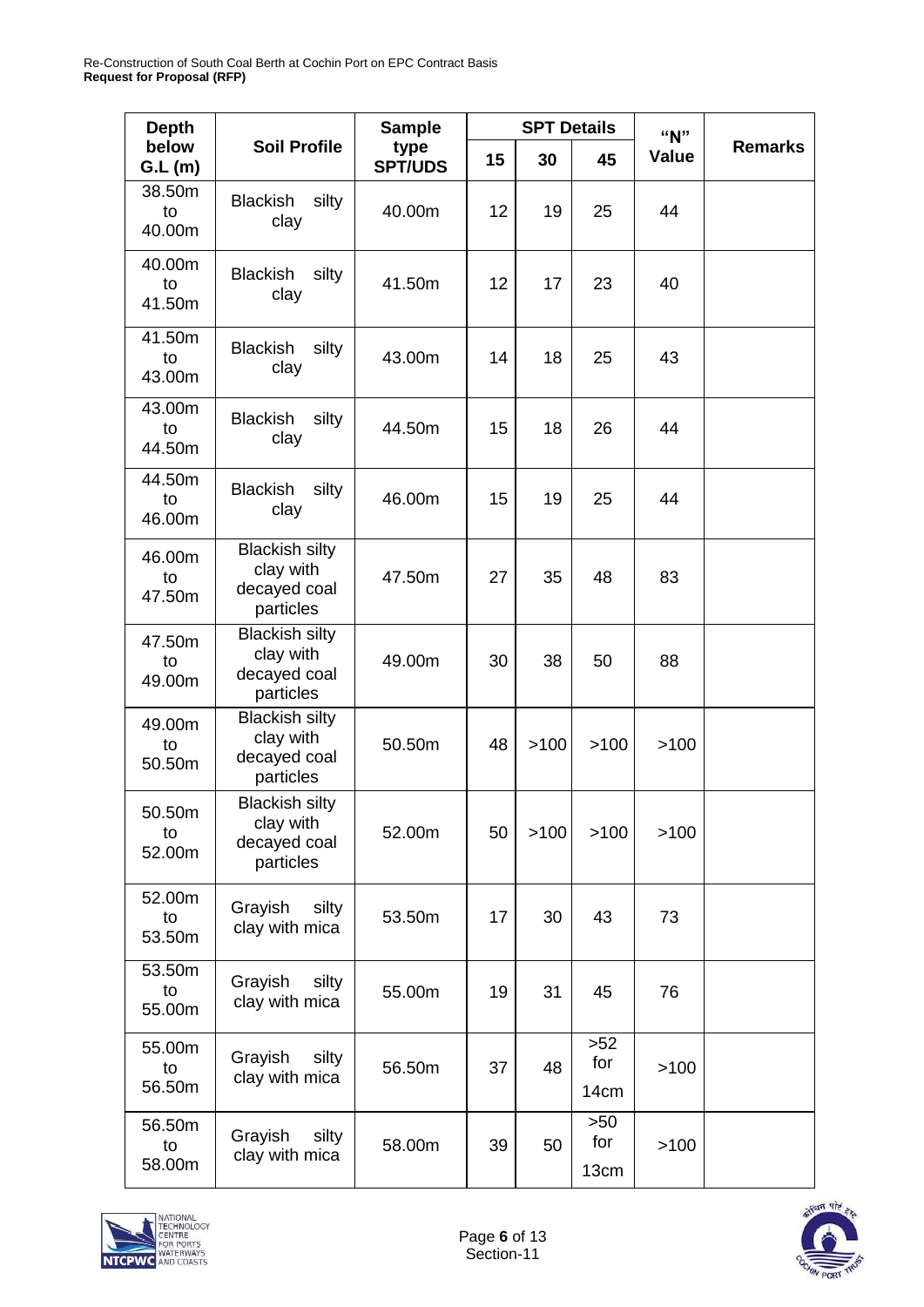| Depth below G.L (m) | Soil Profile | Sample type SPT/UDS | SPT Details | | | "N" Value | Remarks |
|---|---|---|---|---|---|---|---|
| | | | 15 | 30 | 45 | | |
| 38.50m to 40.00m | Blackish silty clay | 40.00m | 12 | 19 | 25 | 44 | |
| 40.00m to 41.50m | Blackish silty clay | 41.50m | 12 | 17 | 23 | 40 | |
| 41.50m to 43.00m | Blackish silty clay | 43.00m | 14 | 18 | 25 | 43 | |
| 43.00m to 44.50m | Blackish silty clay | 44.50m | 15 | 18 | 26 | 44 | |
| 44.50m to 46.00m | Blackish silty clay | 46.00m | 15 | 19 | 25 | 44 | |
| 46.00m to 47.50m | Blackish silty clay with decayed coal particles | 47.50m | 27 | 35 | 48 | 83 | |
| 47.50m to 49.00m | Blackish silty clay with decayed coal particles | 49.00m | 30 | 38 | 50 | 88 | |
| 49.00m to 50.50m | Blackish silty clay with decayed coal particles | 50.50m | 48 | >100 | >100 | >100 | |
| 50.50m to 52.00m | Blackish silty clay with decayed coal particles | 52.00m | 50 | >100 | >100 | >100 | |
| 52.00m to 53.50m | Grayish silty clay with mica | 53.50m | 17 | 30 | 43 | 73 | |
| 53.50m to 55.00m | Grayish silty clay with mica | 55.00m | 19 | 31 | 45 | 76 | |
| 55.00m to 56.50m | Grayish silty clay with mica | 56.50m | 37 | 48 | >52 for 14cm | >100 | |
| 56.50m to 58.00m | Grayish silty clay with mica | 58.00m | 39 | 50 | >50 for 13cm | >100 | |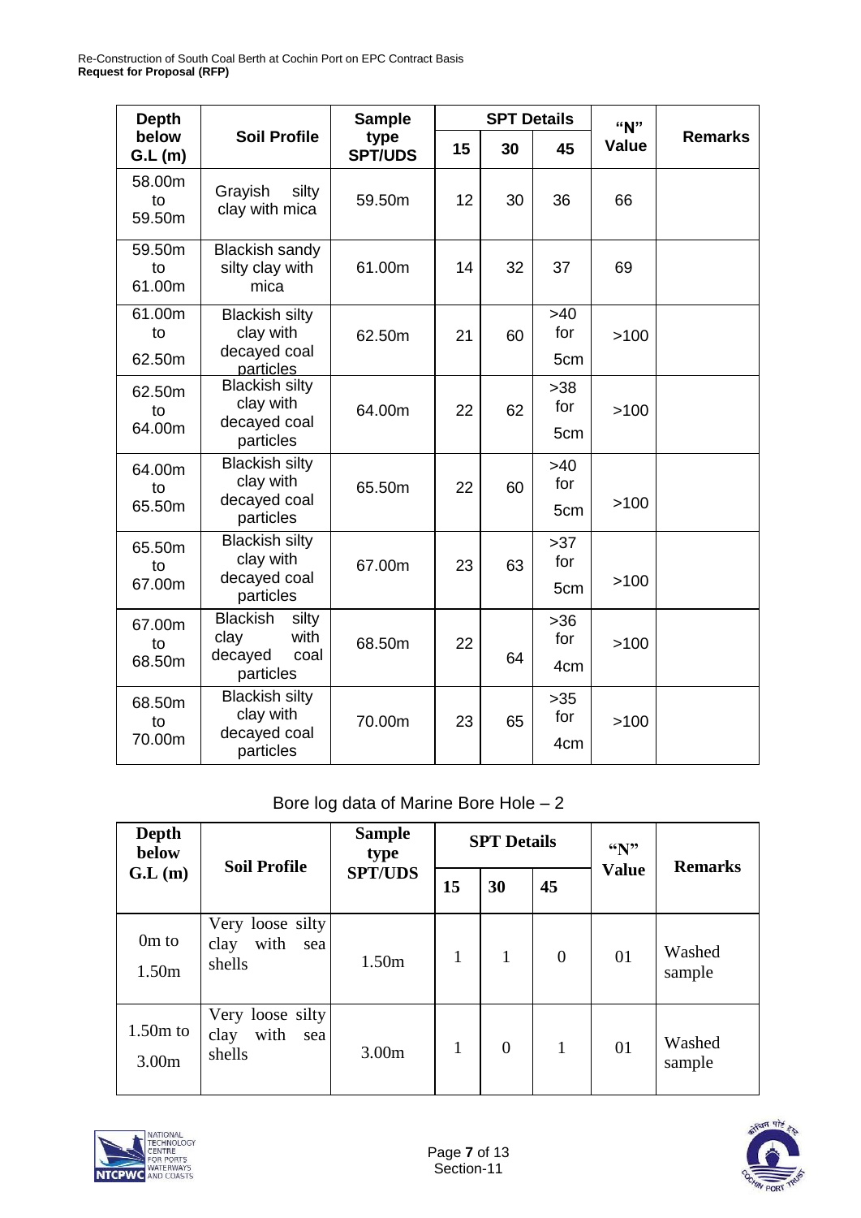| Depth below G.L (m) | Soil Profile | Sample type SPT/UDS | SPT Details | | | "N" Value | Remarks |
|---|---|---|---|---|---|---|---|
| | | | 15 | 30 | 45 | | |
| 58.00m to 59.50m | Grayish silty clay with mica | 59.50m | 12 | 30 | 36 | 66 | |
| 59.50m to 61.00m | Blackish sandy silty clay with mica | 61.00m | 14 | 32 | 37 | 69 | |
| 61.00m to 62.50m | Blackish silty clay with decayed coal particles | 62.50m | 21 | 60 | >40 for 5cm | >100 | |
| 62.50m to 64.00m | Blackish silty clay with decayed coal particles | 64.00m | 22 | 62 | >38 for 5cm | >100 | |
| 64.00m to 65.50m | Blackish silty clay with decayed coal particles | 65.50m | 22 | 60 | >40 for 5cm | >100 | |
| 65.50m to 67.00m | Blackish silty clay with decayed coal particles | 67.00m | 23 | 63 | >37 for 5cm | >100 | |
| 67.00m to 68.50m | Blackish silty clay with decayed coal particles | 68.50m | 22 | 64 | >36 for 4cm | >100 | |
| 68.50m to 70.00m | Blackish silty clay with decayed coal particles | 70.00m | 23 | 65 | >35 for 4cm | >100 | |

Bore log data of Marine Bore Hole – 2

| Depth below G.L (m) | Soil Profile | Sample type SPT/UDS | SPT Details | | | "N" Value | Remarks |
|---|---|---|---|---|---|---|---|
| | | | 15 | 30 | 45 | | |
| 0m to 1.50m | Very loose silty clay with sea shells | 1.50m | 1 | 1 | 0 | 01 | Washed sample |
| 1.50m to 3.00m | Very loose silty clay with sea shells | 3.00m | 1 | 0 | 1 | 01 | Washed sample |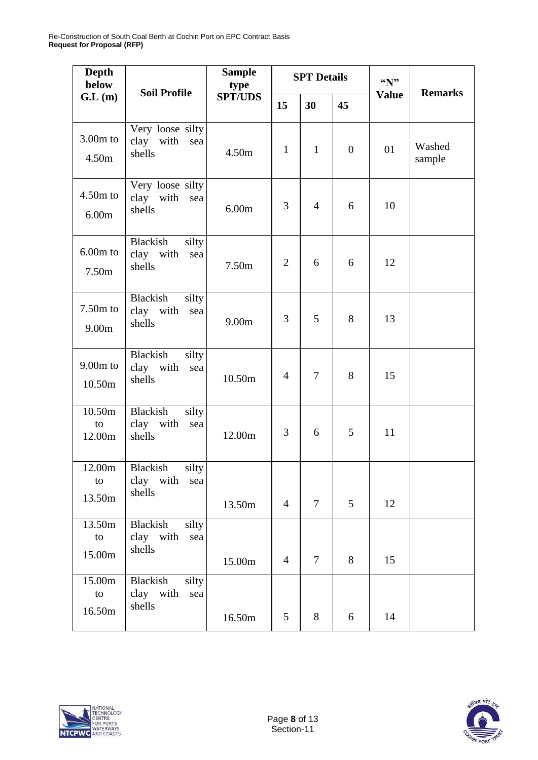| Depth below G.L (m) | Soil Profile | Sample type SPT/UDS | SPT Details | | | "N" Value | Remarks |
|---|---|---|---|---|---|---|---|
| | | | 15 | 30 | 45 | | |
| 3.00m to 4.50m | Very loose silty clay with sea shells | 4.50m | 1 | 1 | 0 | 01 | Washed sample |
| 4.50m to 6.00m | Very loose silty clay with sea shells | 6.00m | 3 | 4 | 6 | 10 | |
| 6.00m to 7.50m | Blackish silty clay with sea shells | 7.50m | 2 | 6 | 6 | 12 | |
| 7.50m to 9.00m | Blackish silty clay with sea shells | 9.00m | 3 | 5 | 8 | 13 | |
| 9.00m to 10.50m | Blackish silty clay with sea shells | 10.50m | 4 | 7 | 8 | 15 | |
| 10.50m to 12.00m | Blackish silty clay with sea shells | 12.00m | 3 | 6 | 5 | 11 | |
| 12.00m to 13.50m | Blackish silty clay with sea shells | 13.50m | 4 | 7 | 5 | 12 | |
| 13.50m to 15.00m | Blackish silty clay with sea shells | 15.00m | 4 | 7 | 8 | 15 | |
| 15.00m to 16.50m | Blackish silty clay with sea shells | 16.50m | 5 | 8 | 6 | 14 | |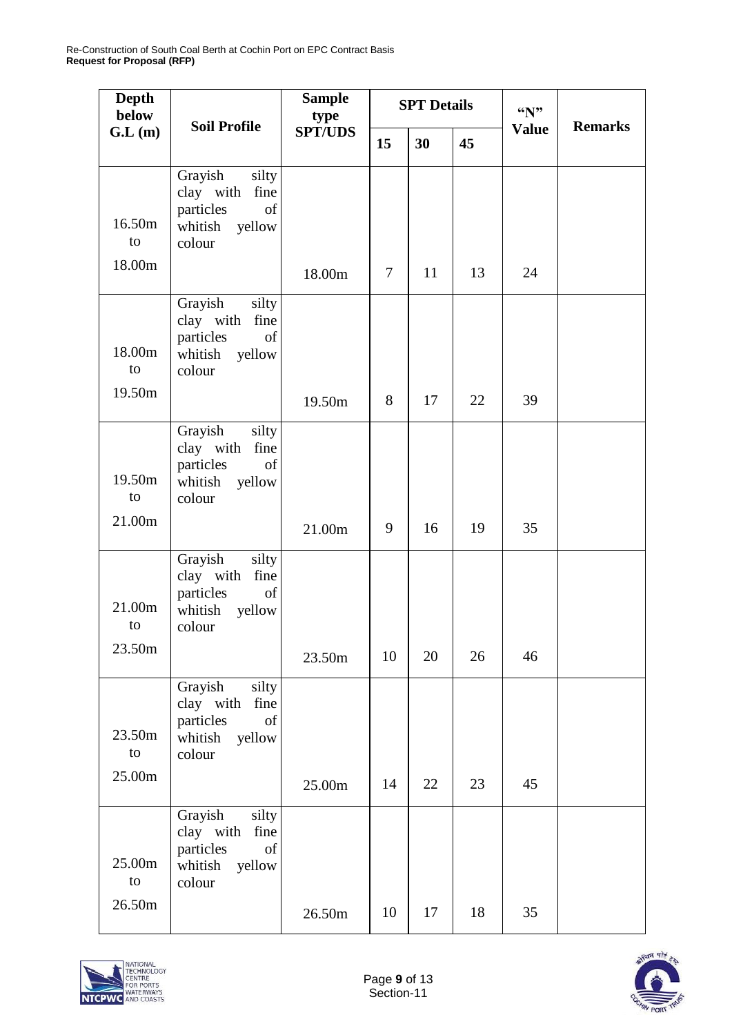| Depth below G.L (m) | Soil Profile | Sample type SPT/UDS | SPT Details | | | "N" Value | Remarks |
|---|---|---|---|---|---|---|---|
| | | | 15 | 30 | 45 | | |
| 16.50m to 18.00m | Grayish silty clay with fine particles of whitish yellow colour | 18.00m | 7 | 11 | 13 | 24 | |
| 18.00m to 19.50m | Grayish silty clay with fine particles of whitish yellow colour | 19.50m | 8 | 17 | 22 | 39 | |
| 19.50m to 21.00m | Grayish silty clay with fine particles of whitish yellow colour | 21.00m | 9 | 16 | 19 | 35 | |
| 21.00m to 23.50m | Grayish silty clay with fine particles of whitish yellow colour | 23.50m | 10 | 20 | 26 | 46 | |
| 23.50m to 25.00m | Grayish silty clay with fine particles of whitish yellow colour | 25.00m | 14 | 22 | 23 | 45 | |
| 25.00m to 26.50m | Grayish silty clay with fine particles of whitish yellow colour | 26.50m | 10 | 17 | 18 | 35 | |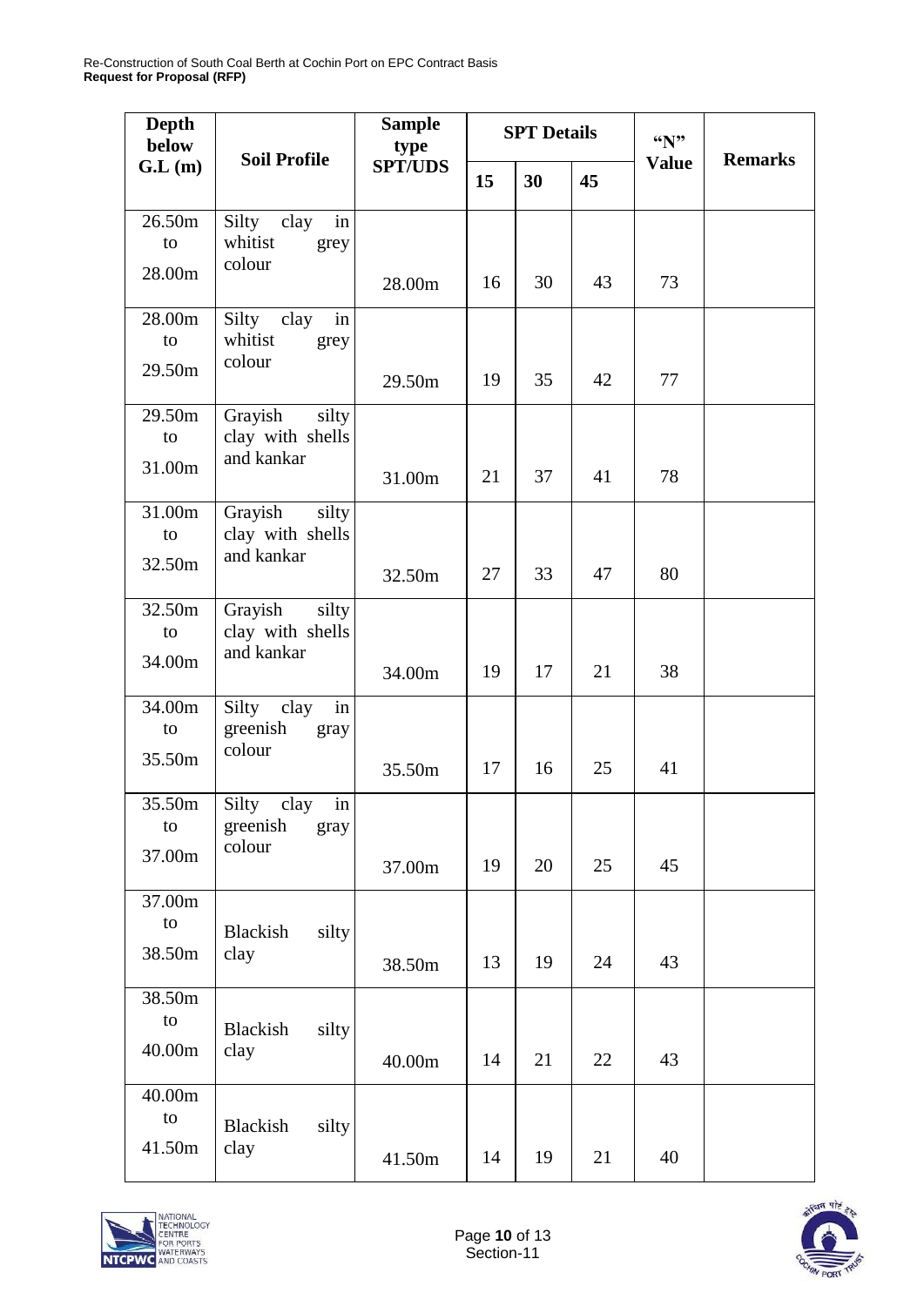| Depth below G.L (m) | Soil Profile | Sample type SPT/UDS | SPT Details | | | "N" Value | Remarks |
|---|---|---|---|---|---|---|---|
| | | | 15 | 30 | 45 | | |
| 26.50m to 28.00m | Silty clay in whitist grey colour | 28.00m | 16 | 30 | 43 | 73 | |
| 28.00m to 29.50m | Silty clay in whitist grey colour | 29.50m | 19 | 35 | 42 | 77 | |
| 29.50m to 31.00m | Grayish silty clay with shells and kankar | 31.00m | 21 | 37 | 41 | 78 | |
| 31.00m to 32.50m | Grayish silty clay with shells and kankar | 32.50m | 27 | 33 | 47 | 80 | |
| 32.50m to 34.00m | Grayish silty clay with shells and kankar | 34.00m | 19 | 17 | 21 | 38 | |
| 34.00m to 35.50m | Silty clay in greenish gray colour | 35.50m | 17 | 16 | 25 | 41 | |
| 35.50m to 37.00m | Silty clay in greenish gray colour | 37.00m | 19 | 20 | 25 | 45 | |
| 37.00m to 38.50m | Blackish silty clay | 38.50m | 13 | 19 | 24 | 43 | |
| 38.50m to 40.00m | Blackish silty clay | 40.00m | 14 | 21 | 22 | 43 | |
| 40.00m to 41.50m | Blackish silty clay | 41.50m | 14 | 19 | 21 | 40 | |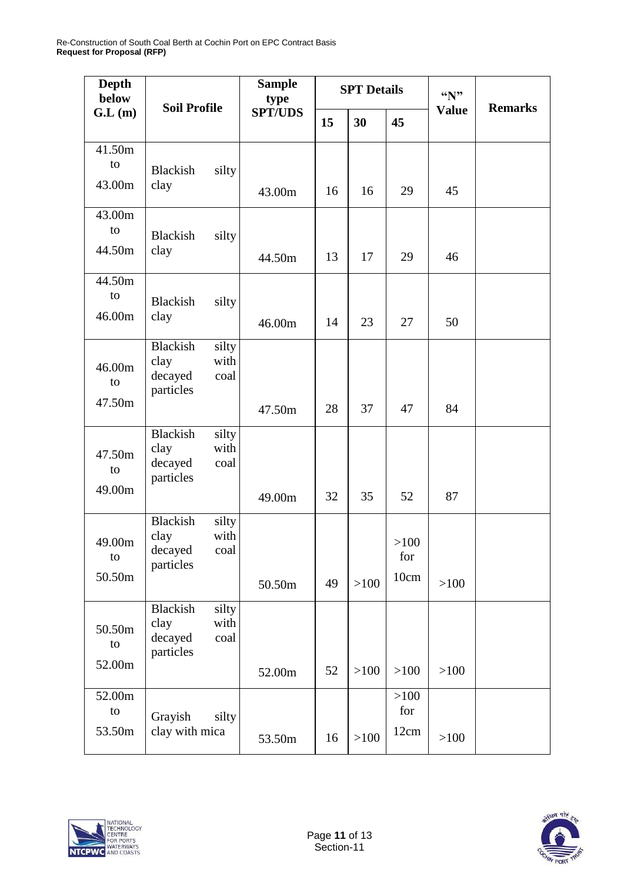| Depth below G.L (m) | Soil Profile | Sample type SPT/UDS | SPT Details | | | "N" Value | Remarks |
|---|---|---|---|---|---|---|---|
| | | | 15 | 30 | 45 | | |
| 41.50m to 43.00m | Blackish silty clay | 43.00m | 16 | 16 | 29 | 45 | |
| 43.00m to 44.50m | Blackish silty clay | 44.50m | 13 | 17 | 29 | 46 | |
| 44.50m to 46.00m | Blackish silty clay | 46.00m | 14 | 23 | 27 | 50 | |
| 46.00m to 47.50m | Blackish silty clay with decayed coal particles | 47.50m | 28 | 37 | 47 | 84 | |
| 47.50m to 49.00m | Blackish silty clay with decayed coal particles | 49.00m | 32 | 35 | 52 | 87 | |
| 49.00m to 50.50m | Blackish silty clay with decayed coal particles | 50.50m | 49 | >100 | >100 for 10cm | >100 | |
| 50.50m to 52.00m | Blackish silty clay with decayed coal particles | 52.00m | 52 | >100 | >100 | >100 | |
| 52.00m to 53.50m | Grayish silty clay with mica | 53.50m | 16 | >100 | >100 for 12cm | >100 | |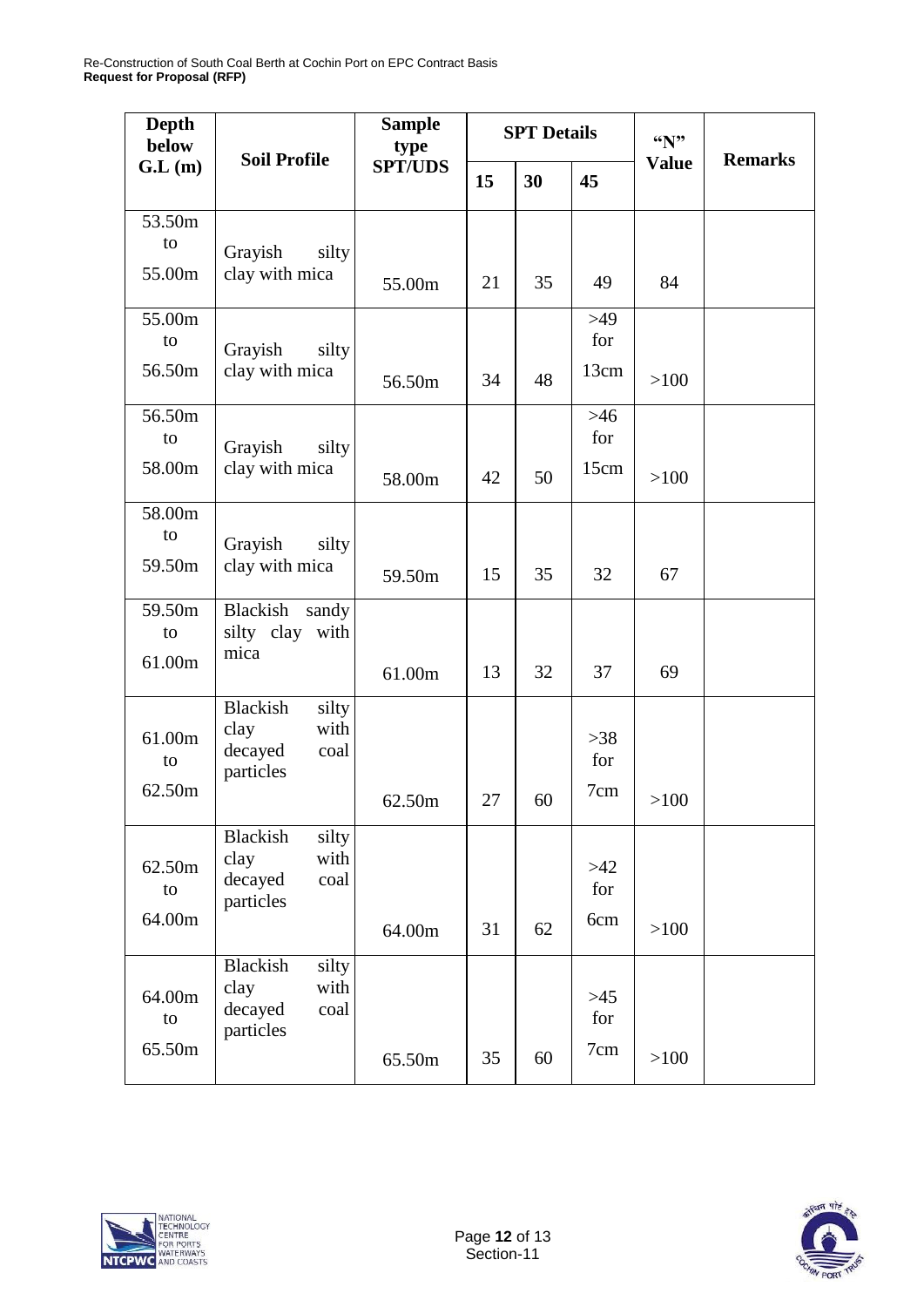| Depth below G.L (m) | Soil Profile | Sample type SPT/UDS | SPT Details | | | "N" Value | Remarks |
|---|---|---|---|---|---|---|---|
| | | | 15 | 30 | 45 | | |
| 53.50m to 55.00m | Grayish silty clay with mica | 55.00m | 21 | 35 | 49 | 84 | |
| 55.00m to 56.50m | Grayish silty clay with mica | 56.50m | 34 | 48 | >49 for 13cm | >100 | |
| 56.50m to 58.00m | Grayish silty clay with mica | 58.00m | 42 | 50 | >46 for 15cm | >100 | |
| 58.00m to 59.50m | Grayish silty clay with mica | 59.50m | 15 | 35 | 32 | 67 | |
| 59.50m to 61.00m | Blackish sandy silty clay with mica | 61.00m | 13 | 32 | 37 | 69 | |
| 61.00m to 62.50m | Blackish silty clay with decayed coal particles | 62.50m | 27 | 60 | >38 for 7cm | >100 | |
| 62.50m to 64.00m | Blackish silty clay with decayed coal particles | 64.00m | 31 | 62 | >42 for 6cm | >100 | |
| 64.00m to 65.50m | Blackish silty clay with decayed coal particles | 65.50m | 35 | 60 | >45 for 7cm | >100 | |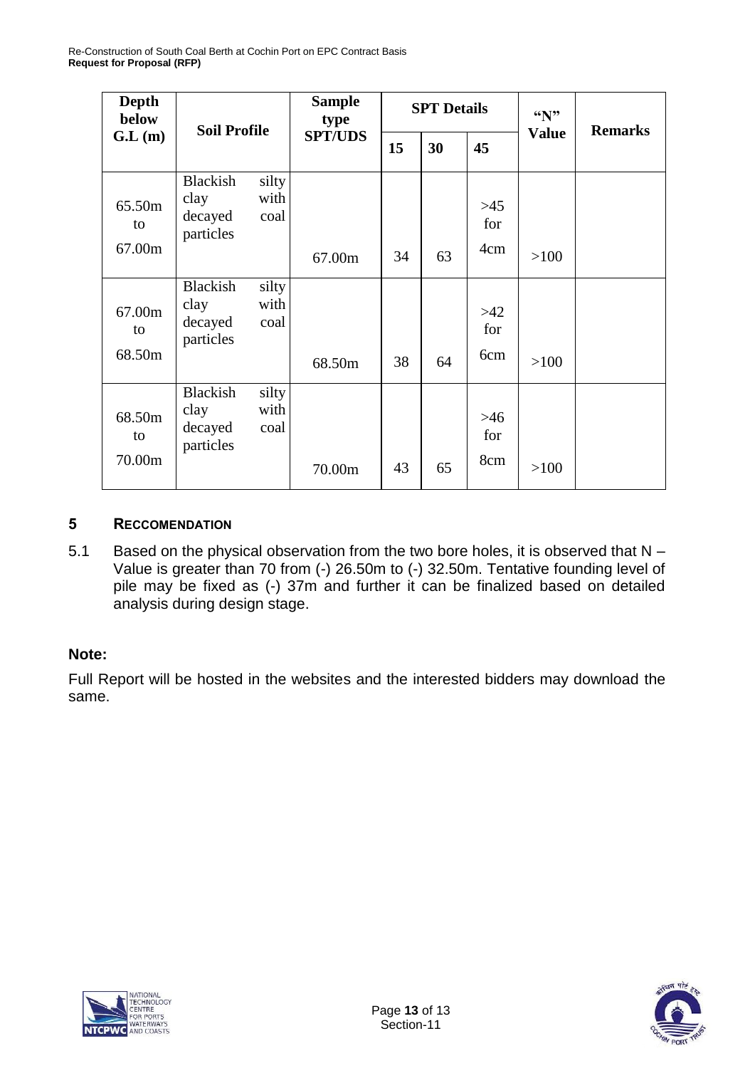| Depth below G.L (m) | Soil Profile | Sample type SPT/UDS | SPT Details | | | "N" Value | Remarks |
|---|---|---|---|---|---|---|---|
| | | | 15 | 30 | 45 | | |
| 65.50m to 67.00m | Blackish silty clay with decayed coal particles | 67.00m | 34 | 63 | >45 for 4cm | >100 | |
| 67.00m to 68.50m | Blackish silty clay with decayed coal particles | 68.50m | 38 | 64 | >42 for 6cm | >100 | |
| 68.50m to 70.00m | Blackish silty clay with decayed coal particles | 70.00m | 43 | 65 | >46 for 8cm | >100 | |

## 5 RECCOMENDATION

5.1 Based on the physical observation from the two bore holes, it is observed that N – Value is greater than 70 from (-) 26.50m to (-) 32.50m. Tentative founding level of pile may be fixed as (-) 37m and further it can be finalized based on detailed analysis during design stage.

**Note:**

Full Report will be hosted in the websites and the interested bidders may download the same.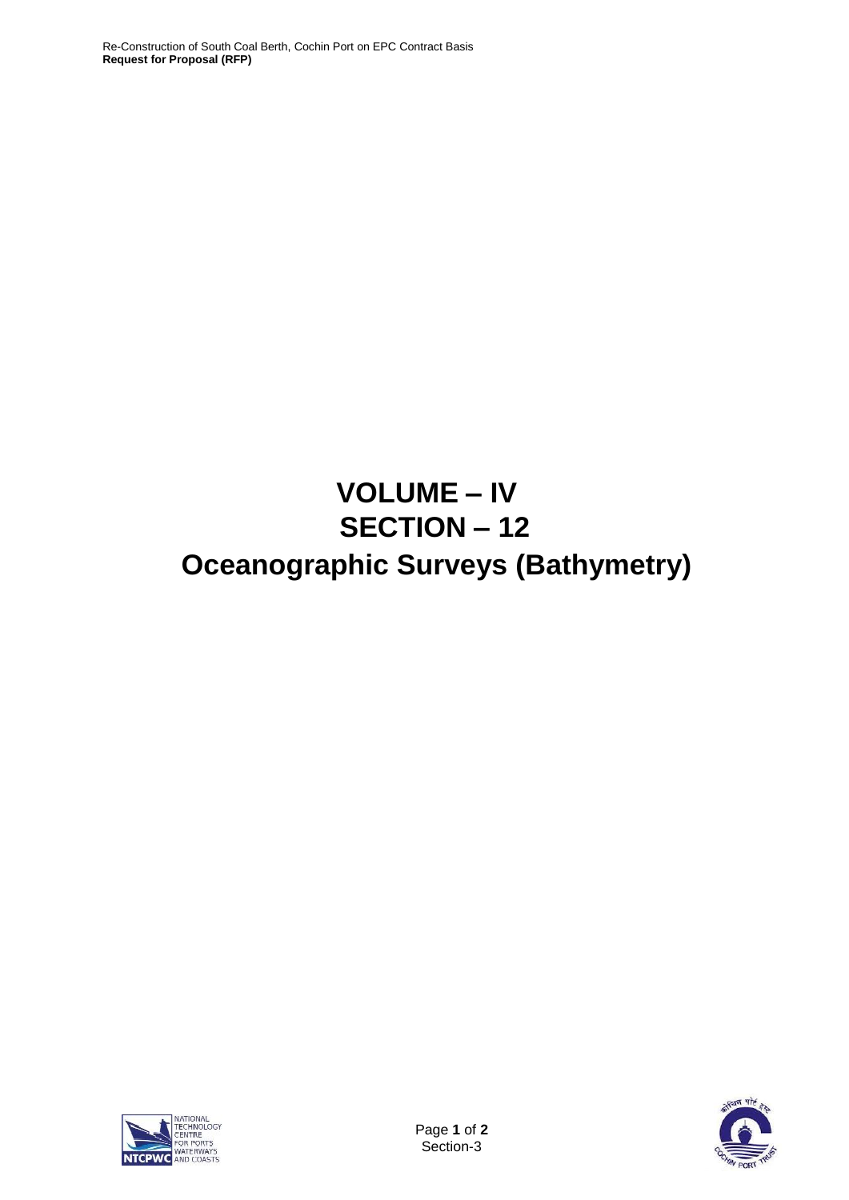# VOLUME – IV
# SECTION – 12
# Oceanographic Surveys (Bathymetry)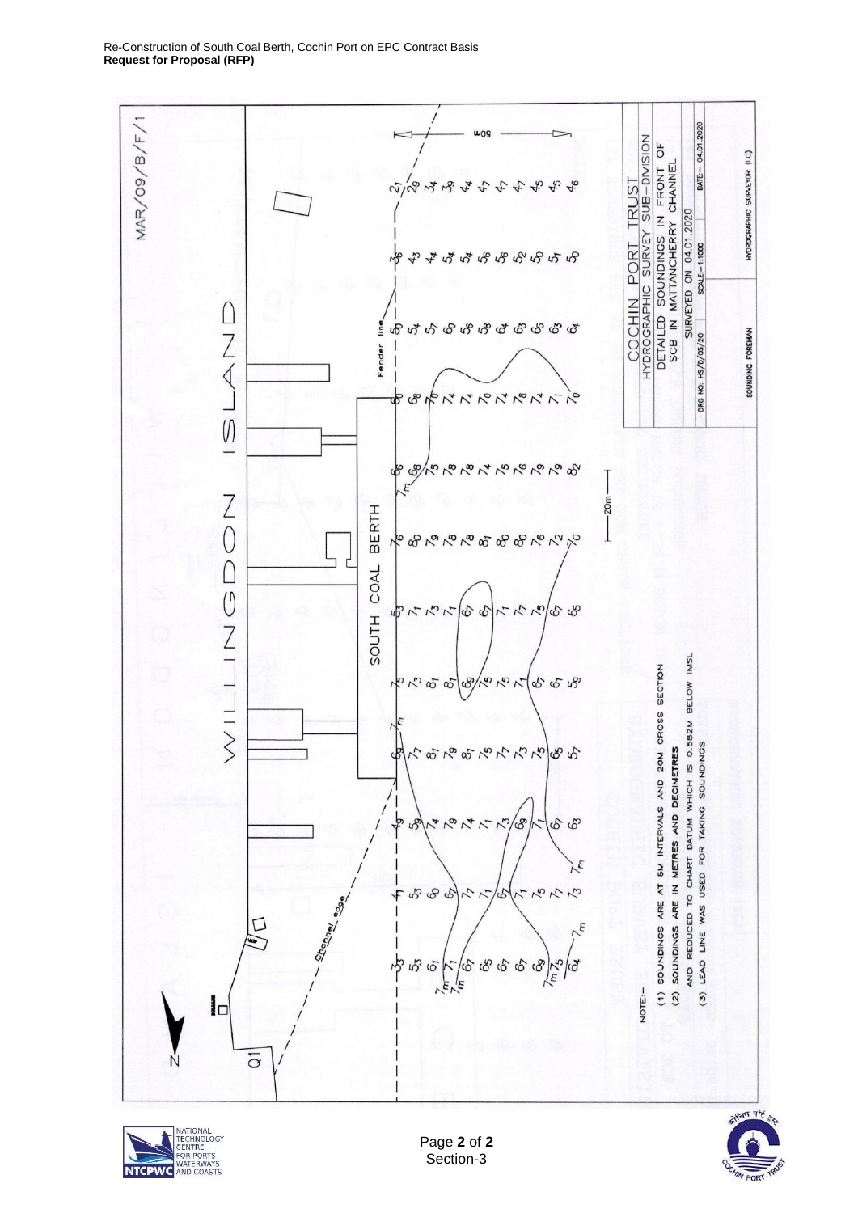MAR/09/B/F/1

WILLINGDON ISLAND

SOUTH COAL BERTH

Fender line

Channel edge

Q1

N

20m

50m

NOTE:-

(1) SOUNDINGS ARE AT 5M INTERVALS AND 20M CROSS SECTION

(2) SOUNDINGS ARE IN METRES AND DECIMETRES AND REDUCED TO CHART DATUM WHICH IS 0.582M BELOW MSL

(3) LEAD LINE WAS USED FOR TAKING SOUNDINGS

COCHIN PORT TRUST

HYDROGRAPHIC SURVEY SUB-DIVISION

DETAILED SOUNDINGS IN FRONT OF SCB IN MATTANCHERRY CHANNEL

SURVEYED ON 04.01.2020

DRG NO: HS/D/05/20 SCALE:-1:1000 DATE:- 04.01.2020

SOUNDING FOREMAN

HYDROGRAPHIC SURVEYOR (I/C)